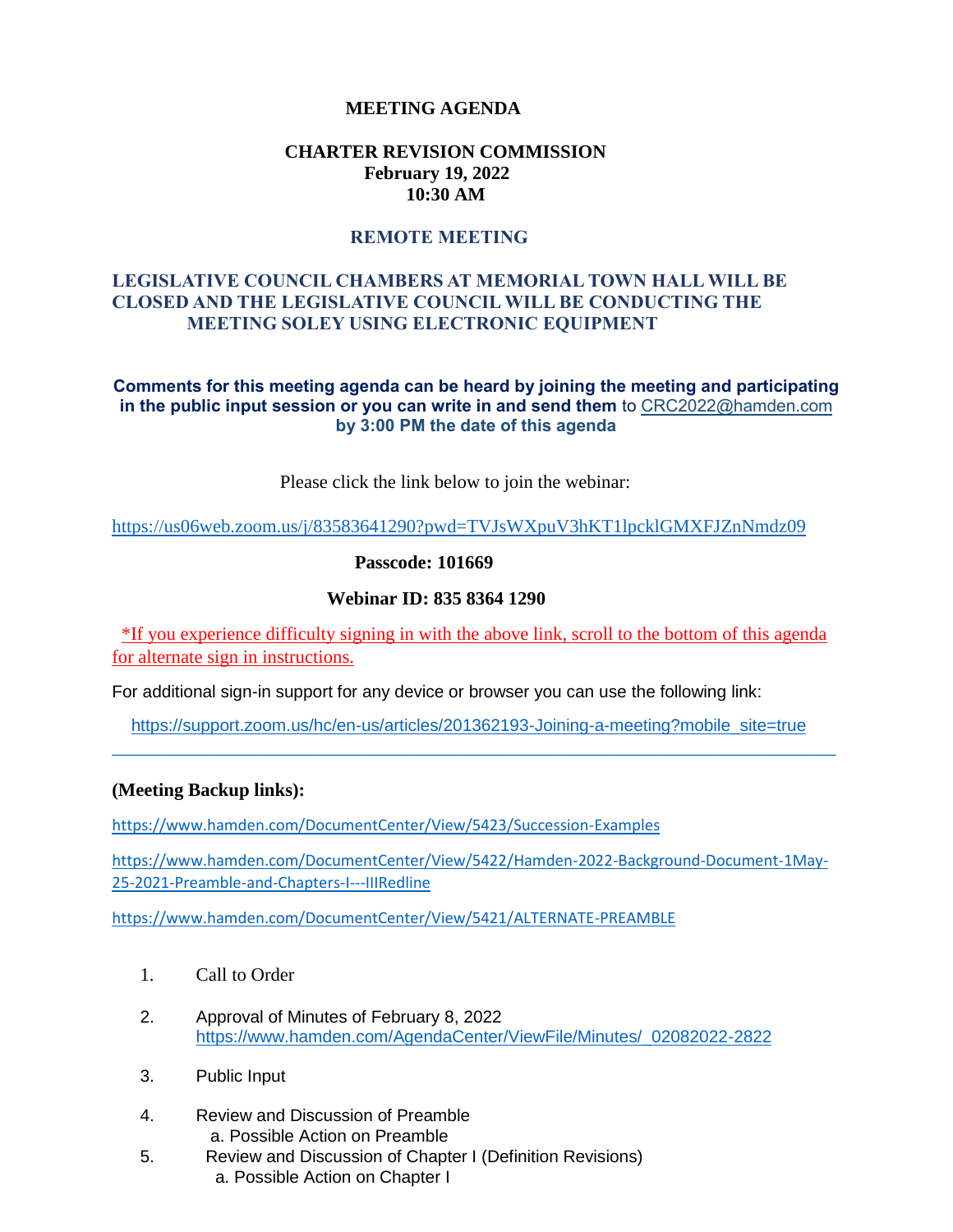# MEETING AGENDA

## CHARTER REVISION COMMISSION
**February 19, 2022**
**10:30 AM**

## REMOTE MEETING

**LEGISLATIVE COUNCIL CHAMBERS AT MEMORIAL TOWN HALL WILL BE CLOSED AND THE LEGISLATIVE COUNCIL WILL BE CONDUCTING THE MEETING SOLEY USING ELECTRONIC EQUIPMENT**

**Comments for this meeting agenda can be heard by joining the meeting and participating in the public input session or you can write in and send them** to CRC2022@hamden.com **by 3:00 PM the date of this agenda**

Please click the link below to join the webinar:

https://us06web.zoom.us/j/83583641290?pwd=TVJsWXpuV3hKT1lpcklGMXFJZnNmdz09

**Passcode: 101669**

**Webinar ID: 835 8364 1290**

*If you experience difficulty signing in with the above link, scroll to the bottom of this agenda for alternate sign in instructions.

For additional sign-in support for any device or browser you can use the following link:

https://support.zoom.us/hc/en-us/articles/201362193-Joining-a-meeting?mobile_site=true

---

**(Meeting Backup links):**

https://www.hamden.com/DocumentCenter/View/5423/Succession-Examples

https://www.hamden.com/DocumentCenter/View/5422/Hamden-2022-Background-Document-1May-25-2021-Preamble-and-Chapters-I---IIIRedline

https://www.hamden.com/DocumentCenter/View/5421/ALTERNATE-PREAMBLE

1. Call to Order
2. Approval of Minutes of February 8, 2022
   https://www.hamden.com/AgendaCenter/ViewFile/Minutes/_02082022-2822
3. Public Input
4. Review and Discussion of Preamble
   a. Possible Action on Preamble
5. Review and Discussion of Chapter I (Definition Revisions)
   a. Possible Action on Chapter I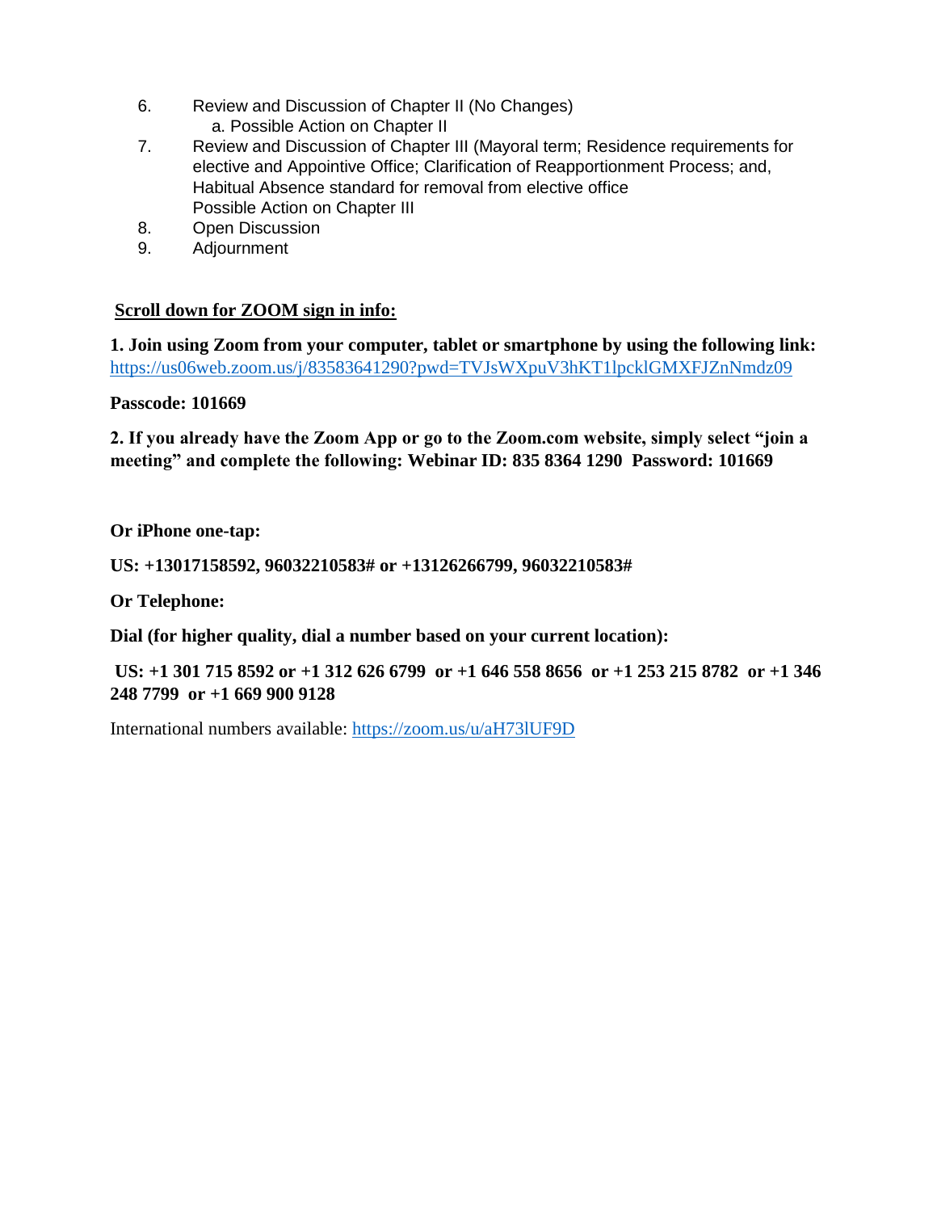6. Review and Discussion of Chapter II (No Changes)
   a. Possible Action on Chapter II
7. Review and Discussion of Chapter III (Mayoral term; Residence requirements for elective and Appointive Office; Clarification of Reapportionment Process; and, Habitual Absence standard for removal from elective office
   Possible Action on Chapter III
8. Open Discussion
9. Adjournment

**Scroll down for ZOOM sign in info:**

**1. Join using Zoom from your computer, tablet or smartphone by using the following link:** https://us06web.zoom.us/j/83583641290?pwd=TVJsWXpuV3hKT1lpcklGMXFJZnNmdz09

**Passcode: 101669**

**2. If you already have the Zoom App or go to the Zoom.com website, simply select "join a meeting" and complete the following: Webinar ID: 835 8364 1290 Password: 101669**

**Or iPhone one-tap:**

**US: +13017158592, 96032210583# or +13126266799, 96032210583#**

**Or Telephone:**

**Dial (for higher quality, dial a number based on your current location):**

**US: +1 301 715 8592 or +1 312 626 6799 or +1 646 558 8656 or +1 253 215 8782 or +1 346 248 7799 or +1 669 900 9128**

International numbers available: https://zoom.us/u/aH73lUF9D